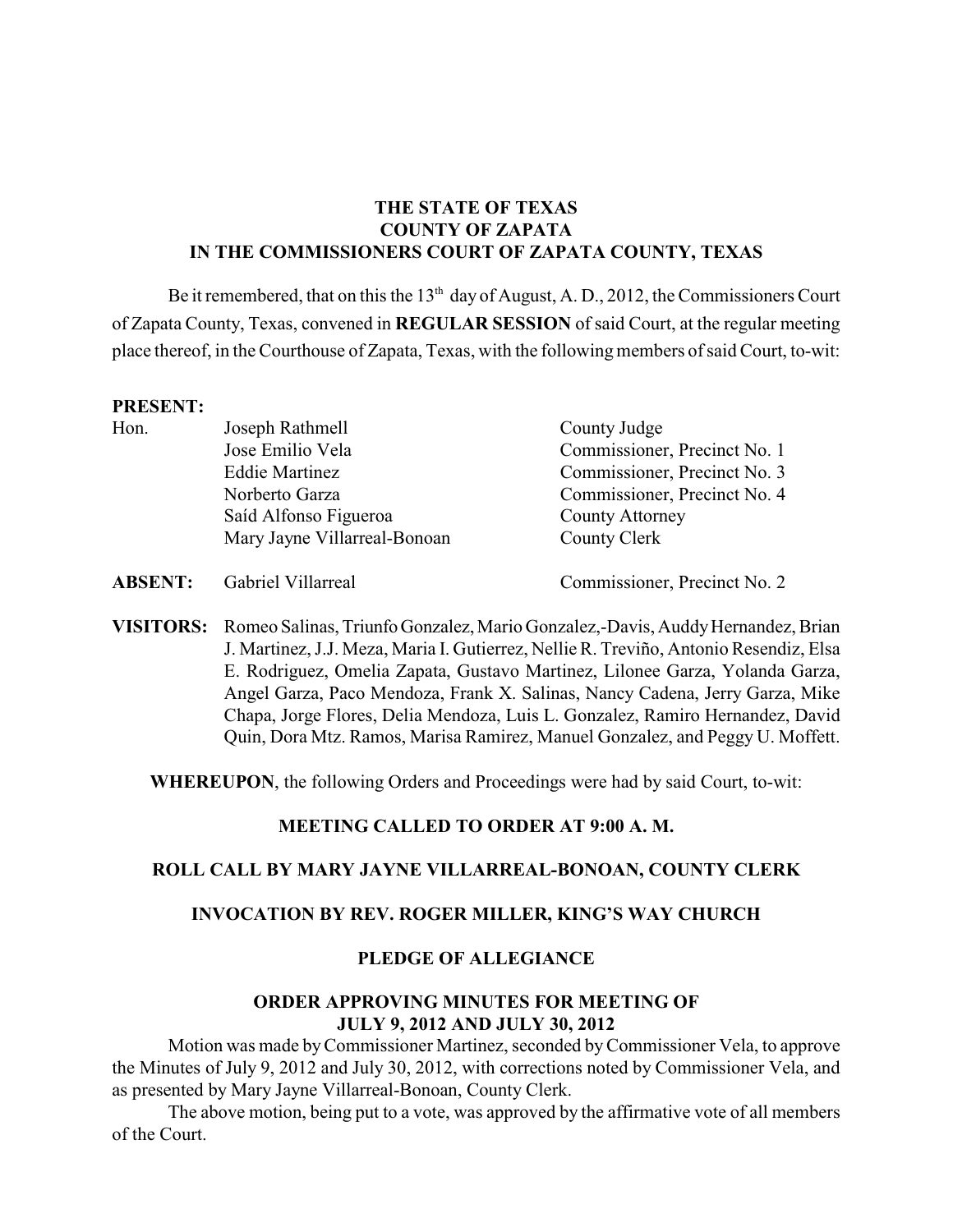**THE STATE OF TEXAS**
**COUNTY OF ZAPATA**
**IN THE COMMISSIONERS COURT OF ZAPATA COUNTY, TEXAS**

Be it remembered, that on this the 13th day of August, A. D., 2012, the Commissioners Court of Zapata County, Texas, convened in **REGULAR SESSION** of said Court, at the regular meeting place thereof, in the Courthouse of Zapata, Texas, with the following members of said Court, to-wit:

**PRESENT:**

| | | |
|---|---|---|
| Hon. | Joseph Rathmell | County Judge |
| | Jose Emilio Vela | Commissioner, Precinct No. 1 |
| | Eddie Martinez | Commissioner, Precinct No. 3 |
| | Norberto Garza | Commissioner, Precinct No. 4 |
| | Saíd Alfonso Figueroa | County Attorney |
| | Mary Jayne Villarreal-Bonoan | County Clerk |

| | | |
|---|---|---|
| **ABSENT:** | Gabriel Villarreal | Commissioner, Precinct No. 2 |

**VISITORS:** Romeo Salinas, Triunfo Gonzalez, Mario Gonzalez,-Davis, Auddy Hernandez, Brian J. Martinez, J.J. Meza, Maria I. Gutierrez, Nellie R. Treviño, Antonio Resendiz, Elsa E. Rodriguez, Omelia Zapata, Gustavo Martinez, Lilonee Garza, Yolanda Garza, Angel Garza, Paco Mendoza, Frank X. Salinas, Nancy Cadena, Jerry Garza, Mike Chapa, Jorge Flores, Delia Mendoza, Luis L. Gonzalez, Ramiro Hernandez, David Quin, Dora Mtz. Ramos, Marisa Ramirez, Manuel Gonzalez, and Peggy U. Moffett.

**WHEREUPON**, the following Orders and Proceedings were had by said Court, to-wit:

**MEETING CALLED TO ORDER AT 9:00 A. M.**

**ROLL CALL BY MARY JAYNE VILLARREAL-BONOAN, COUNTY CLERK**

**INVOCATION BY REV. ROGER MILLER, KING'S WAY CHURCH**

**PLEDGE OF ALLEGIANCE**

**ORDER APPROVING MINUTES FOR MEETING OF JULY 9, 2012 AND JULY 30, 2012**

Motion was made by Commissioner Martinez, seconded by Commissioner Vela, to approve the Minutes of July 9, 2012 and July 30, 2012, with corrections noted by Commissioner Vela, and as presented by Mary Jayne Villarreal-Bonoan, County Clerk.

The above motion, being put to a vote, was approved by the affirmative vote of all members of the Court.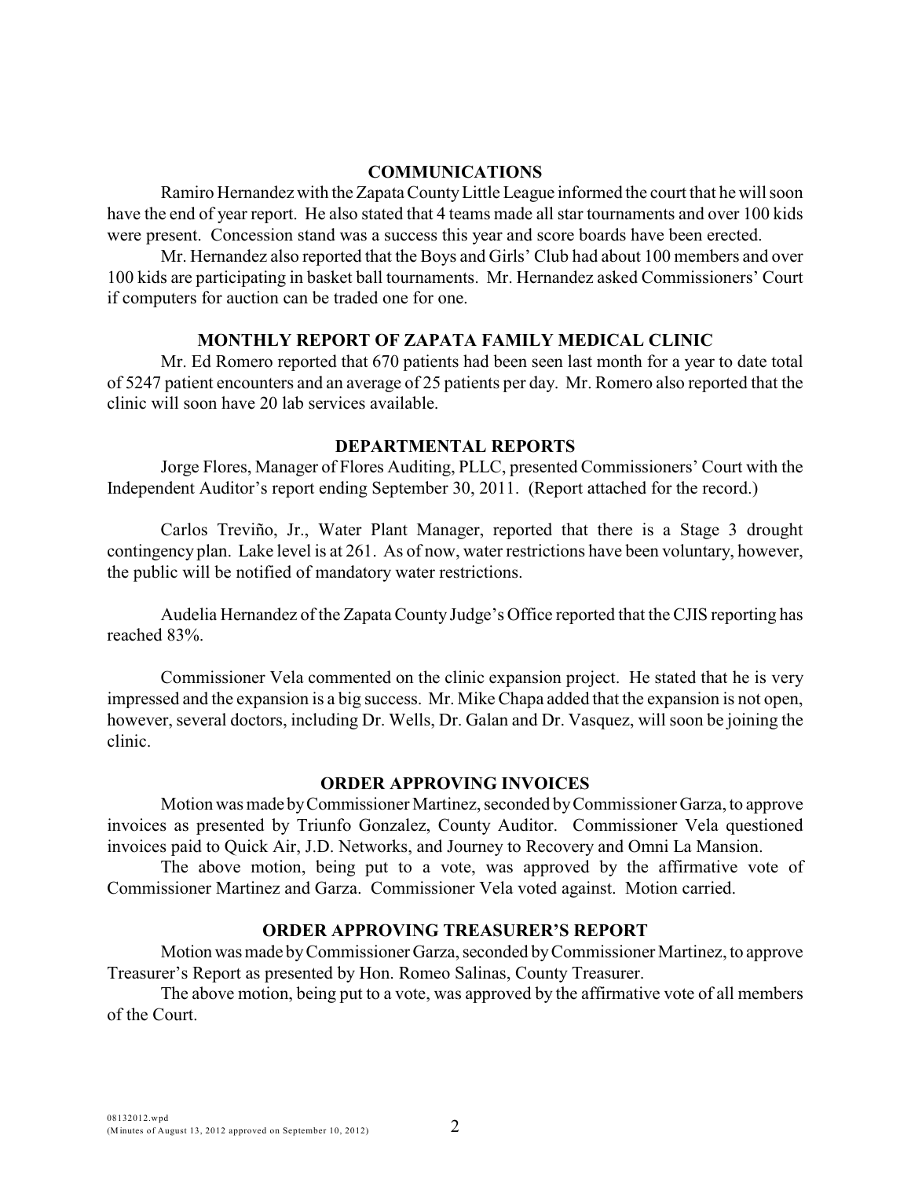## COMMUNICATIONS

Ramiro Hernandez with the Zapata County Little League informed the court that he will soon have the end of year report. He also stated that 4 teams made all star tournaments and over 100 kids were present. Concession stand was a success this year and score boards have been erected.

Mr. Hernandez also reported that the Boys and Girls' Club had about 100 members and over 100 kids are participating in basket ball tournaments. Mr. Hernandez asked Commissioners' Court if computers for auction can be traded one for one.

## MONTHLY REPORT OF ZAPATA FAMILY MEDICAL CLINIC

Mr. Ed Romero reported that 670 patients had been seen last month for a year to date total of 5247 patient encounters and an average of 25 patients per day. Mr. Romero also reported that the clinic will soon have 20 lab services available.

## DEPARTMENTAL REPORTS

Jorge Flores, Manager of Flores Auditing, PLLC, presented Commissioners' Court with the Independent Auditor's report ending September 30, 2011. (Report attached for the record.)

Carlos Treviño, Jr., Water Plant Manager, reported that there is a Stage 3 drought contingency plan. Lake level is at 261. As of now, water restrictions have been voluntary, however, the public will be notified of mandatory water restrictions.

Audelia Hernandez of the Zapata County Judge's Office reported that the CJIS reporting has reached 83%.

Commissioner Vela commented on the clinic expansion project. He stated that he is very impressed and the expansion is a big success. Mr. Mike Chapa added that the expansion is not open, however, several doctors, including Dr. Wells, Dr. Galan and Dr. Vasquez, will soon be joining the clinic.

## ORDER APPROVING INVOICES

Motion was made by Commissioner Martinez, seconded by Commissioner Garza, to approve invoices as presented by Triunfo Gonzalez, County Auditor. Commissioner Vela questioned invoices paid to Quick Air, J.D. Networks, and Journey to Recovery and Omni La Mansion.

The above motion, being put to a vote, was approved by the affirmative vote of Commissioner Martinez and Garza. Commissioner Vela voted against. Motion carried.

## ORDER APPROVING TREASURER'S REPORT

Motion was made by Commissioner Garza, seconded by Commissioner Martinez, to approve Treasurer's Report as presented by Hon. Romeo Salinas, County Treasurer.

The above motion, being put to a vote, was approved by the affirmative vote of all members of the Court.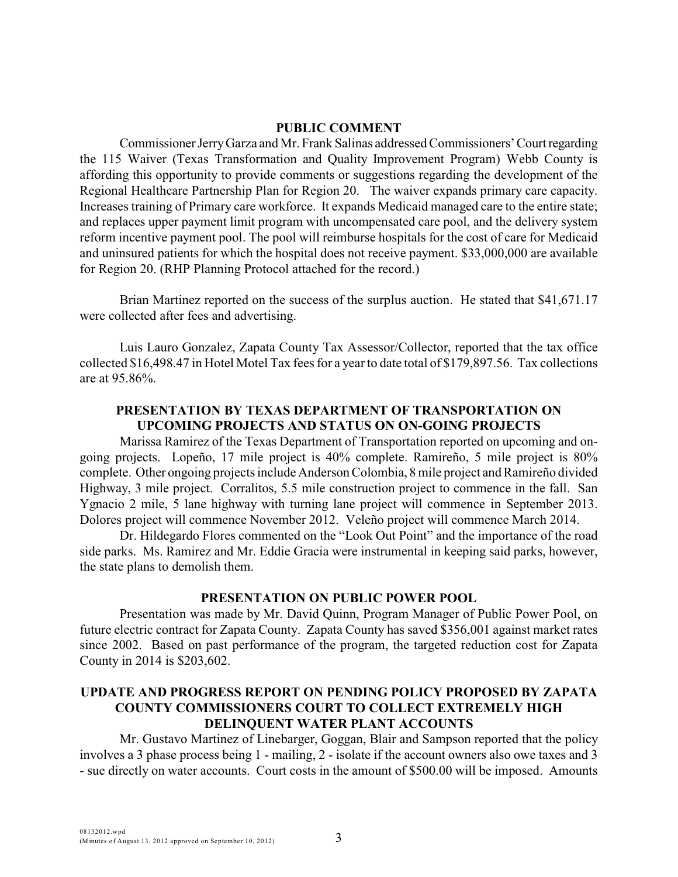## PUBLIC COMMENT

Commissioner Jerry Garza and Mr. Frank Salinas addressed Commissioners' Court regarding the 115 Waiver (Texas Transformation and Quality Improvement Program) Webb County is affording this opportunity to provide comments or suggestions regarding the development of the Regional Healthcare Partnership Plan for Region 20. The waiver expands primary care capacity. Increases training of Primary care workforce. It expands Medicaid managed care to the entire state; and replaces upper payment limit program with uncompensated care pool, and the delivery system reform incentive payment pool. The pool will reimburse hospitals for the cost of care for Medicaid and uninsured patients for which the hospital does not receive payment. $33,000,000 are available for Region 20. (RHP Planning Protocol attached for the record.)

Brian Martinez reported on the success of the surplus auction. He stated that $41,671.17 were collected after fees and advertising.

Luis Lauro Gonzalez, Zapata County Tax Assessor/Collector, reported that the tax office collected $16,498.47 in Hotel Motel Tax fees for a year to date total of $179,897.56. Tax collections are at 95.86%.

## PRESENTATION BY TEXAS DEPARTMENT OF TRANSPORTATION ON UPCOMING PROJECTS AND STATUS ON ON-GOING PROJECTS

Marissa Ramirez of the Texas Department of Transportation reported on upcoming and on-going projects. Lopeño, 17 mile project is 40% complete. Ramireño, 5 mile project is 80% complete. Other ongoing projects include Anderson Colombia, 8 mile project and Ramireño divided Highway, 3 mile project. Corralitos, 5.5 mile construction project to commence in the fall. San Ygnacio 2 mile, 5 lane highway with turning lane project will commence in September 2013. Dolores project will commence November 2012. Veleño project will commence March 2014.

Dr. Hildegardo Flores commented on the "Look Out Point" and the importance of the road side parks. Ms. Ramirez and Mr. Eddie Gracia were instrumental in keeping said parks, however, the state plans to demolish them.

## PRESENTATION ON PUBLIC POWER POOL

Presentation was made by Mr. David Quinn, Program Manager of Public Power Pool, on future electric contract for Zapata County. Zapata County has saved $356,001 against market rates since 2002. Based on past performance of the program, the targeted reduction cost for Zapata County in 2014 is $203,602.

## UPDATE AND PROGRESS REPORT ON PENDING POLICY PROPOSED BY ZAPATA COUNTY COMMISSIONERS COURT TO COLLECT EXTREMELY HIGH DELINQUENT WATER PLANT ACCOUNTS

Mr. Gustavo Martinez of Linebarger, Goggan, Blair and Sampson reported that the policy involves a 3 phase process being 1 - mailing, 2 - isolate if the account owners also owe taxes and 3 - sue directly on water accounts. Court costs in the amount of $500.00 will be imposed. Amounts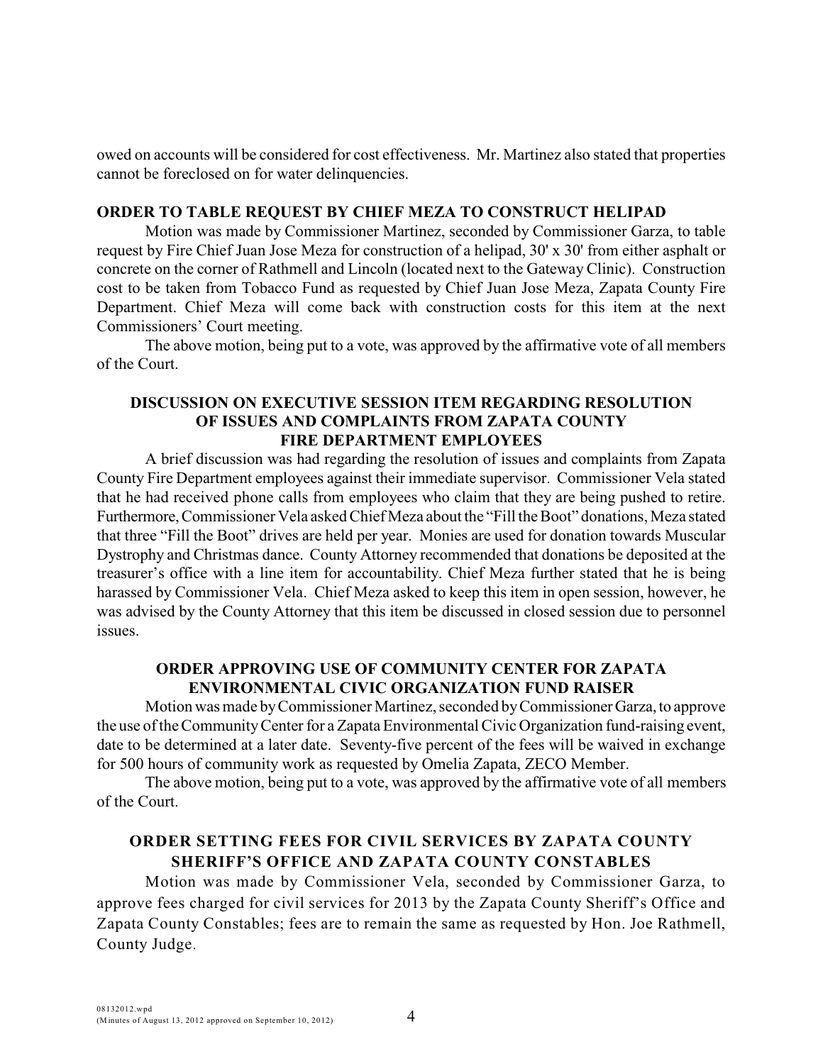owed on accounts will be considered for cost effectiveness. Mr. Martinez also stated that properties cannot be foreclosed on for water delinquencies.

**ORDER TO TABLE REQUEST BY CHIEF MEZA TO CONSTRUCT HELIPAD**

Motion was made by Commissioner Martinez, seconded by Commissioner Garza, to table request by Fire Chief Juan Jose Meza for construction of a helipad, 30' x 30' from either asphalt or concrete on the corner of Rathmell and Lincoln (located next to the Gateway Clinic). Construction cost to be taken from Tobacco Fund as requested by Chief Juan Jose Meza, Zapata County Fire Department. Chief Meza will come back with construction costs for this item at the next Commissioners' Court meeting.

The above motion, being put to a vote, was approved by the affirmative vote of all members of the Court.

**DISCUSSION ON EXECUTIVE SESSION ITEM REGARDING RESOLUTION OF ISSUES AND COMPLAINTS FROM ZAPATA COUNTY FIRE DEPARTMENT EMPLOYEES**

A brief discussion was had regarding the resolution of issues and complaints from Zapata County Fire Department employees against their immediate supervisor. Commissioner Vela stated that he had received phone calls from employees who claim that they are being pushed to retire. Furthermore, Commissioner Vela asked Chief Meza about the "Fill the Boot" donations, Meza stated that three "Fill the Boot" drives are held per year. Monies are used for donation towards Muscular Dystrophy and Christmas dance. County Attorney recommended that donations be deposited at the treasurer's office with a line item for accountability. Chief Meza further stated that he is being harassed by Commissioner Vela. Chief Meza asked to keep this item in open session, however, he was advised by the County Attorney that this item be discussed in closed session due to personnel issues.

**ORDER APPROVING USE OF COMMUNITY CENTER FOR ZAPATA ENVIRONMENTAL CIVIC ORGANIZATION FUND RAISER**

Motion was made by Commissioner Martinez, seconded by Commissioner Garza, to approve the use of the Community Center for a Zapata Environmental Civic Organization fund-raising event, date to be determined at a later date. Seventy-five percent of the fees will be waived in exchange for 500 hours of community work as requested by Omelia Zapata, ZECO Member.

The above motion, being put to a vote, was approved by the affirmative vote of all members of the Court.

**ORDER SETTING FEES FOR CIVIL SERVICES BY ZAPATA COUNTY SHERIFF'S OFFICE AND ZAPATA COUNTY CONSTABLES**

Motion was made by Commissioner Vela, seconded by Commissioner Garza, to approve fees charged for civil services for 2013 by the Zapata County Sheriff's Office and Zapata County Constables; fees are to remain the same as requested by Hon. Joe Rathmell, County Judge.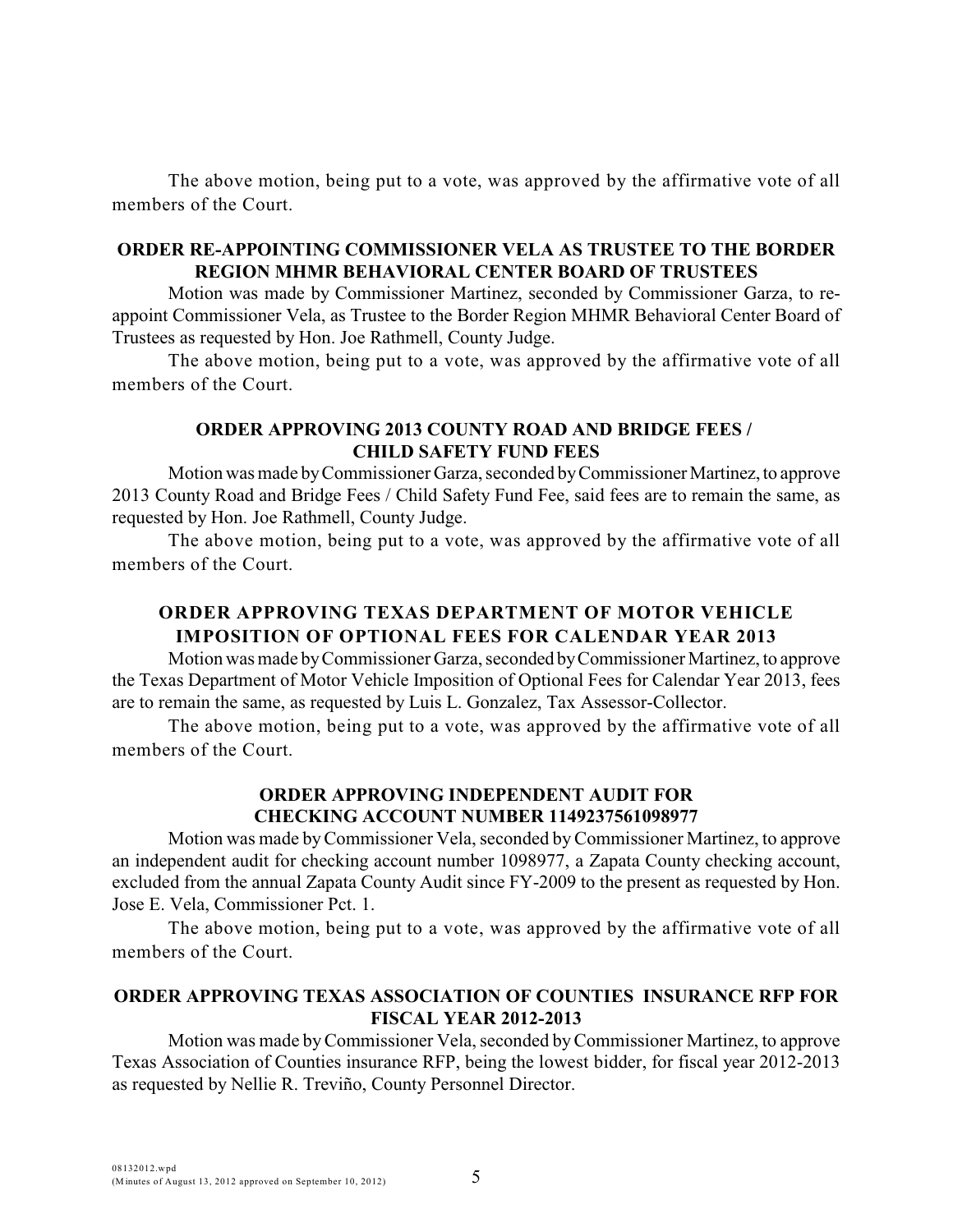The above motion, being put to a vote, was approved by the affirmative vote of all members of the Court.

**ORDER RE-APPOINTING COMMISSIONER VELA AS TRUSTEE TO THE BORDER REGION MHMR BEHAVIORAL CENTER BOARD OF TRUSTEES**

Motion was made by Commissioner Martinez, seconded by Commissioner Garza, to re-appoint Commissioner Vela, as Trustee to the Border Region MHMR Behavioral Center Board of Trustees as requested by Hon. Joe Rathmell, County Judge.

The above motion, being put to a vote, was approved by the affirmative vote of all members of the Court.

**ORDER APPROVING 2013 COUNTY ROAD AND BRIDGE FEES / CHILD SAFETY FUND FEES**

Motion was made by Commissioner Garza, seconded by Commissioner Martinez, to approve 2013 County Road and Bridge Fees / Child Safety Fund Fee, said fees are to remain the same, as requested by Hon. Joe Rathmell, County Judge.

The above motion, being put to a vote, was approved by the affirmative vote of all members of the Court.

**ORDER APPROVING TEXAS DEPARTMENT OF MOTOR VEHICLE IMPOSITION OF OPTIONAL FEES FOR CALENDAR YEAR 2013**

Motion was made by Commissioner Garza, seconded by Commissioner Martinez, to approve the Texas Department of Motor Vehicle Imposition of Optional Fees for Calendar Year 2013, fees are to remain the same, as requested by Luis L. Gonzalez, Tax Assessor-Collector.

The above motion, being put to a vote, was approved by the affirmative vote of all members of the Court.

**ORDER APPROVING INDEPENDENT AUDIT FOR CHECKING ACCOUNT NUMBER 1149237561098977**

Motion was made by Commissioner Vela, seconded by Commissioner Martinez, to approve an independent audit for checking account number 1098977, a Zapata County checking account, excluded from the annual Zapata County Audit since FY-2009 to the present as requested by Hon. Jose E. Vela, Commissioner Pct. 1.

The above motion, being put to a vote, was approved by the affirmative vote of all members of the Court.

**ORDER APPROVING TEXAS ASSOCIATION OF COUNTIES INSURANCE RFP FOR FISCAL YEAR 2012-2013**

Motion was made by Commissioner Vela, seconded by Commissioner Martinez, to approve Texas Association of Counties insurance RFP, being the lowest bidder, for fiscal year 2012-2013 as requested by Nellie R. Treviño, County Personnel Director.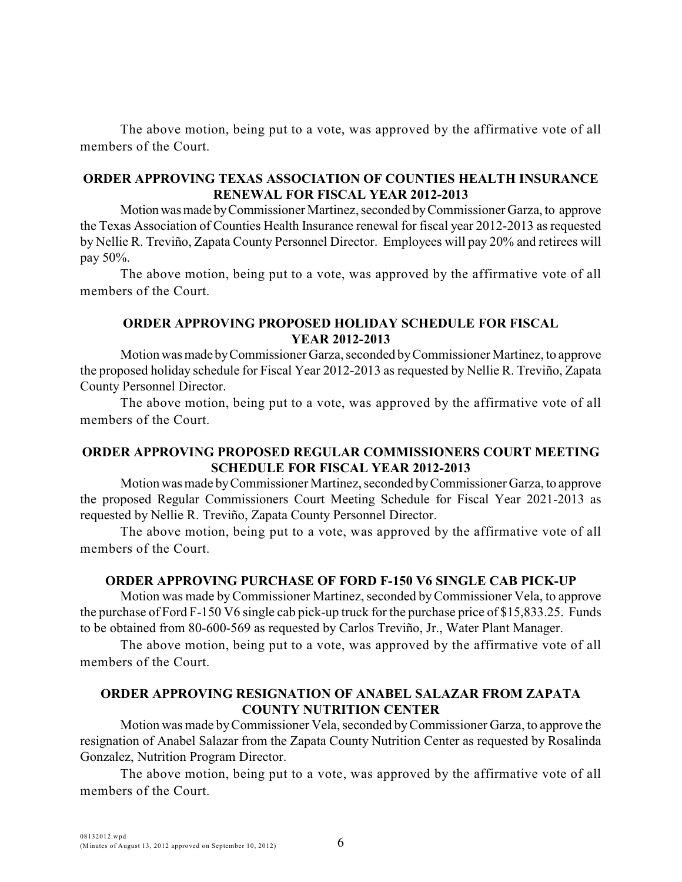The above motion, being put to a vote, was approved by the affirmative vote of all members of the Court.

**ORDER APPROVING TEXAS ASSOCIATION OF COUNTIES HEALTH INSURANCE RENEWAL FOR FISCAL YEAR 2012-2013**

Motion was made by Commissioner Martinez, seconded by Commissioner Garza, to approve the Texas Association of Counties Health Insurance renewal for fiscal year 2012-2013 as requested by Nellie R. Treviño, Zapata County Personnel Director. Employees will pay 20% and retirees will pay 50%.

The above motion, being put to a vote, was approved by the affirmative vote of all members of the Court.

**ORDER APPROVING PROPOSED HOLIDAY SCHEDULE FOR FISCAL YEAR 2012-2013**

Motion was made by Commissioner Garza, seconded by Commissioner Martinez, to approve the proposed holiday schedule for Fiscal Year 2012-2013 as requested by Nellie R. Treviño, Zapata County Personnel Director.

The above motion, being put to a vote, was approved by the affirmative vote of all members of the Court.

**ORDER APPROVING PROPOSED REGULAR COMMISSIONERS COURT MEETING SCHEDULE FOR FISCAL YEAR 2012-2013**

Motion was made by Commissioner Martinez, seconded by Commissioner Garza, to approve the proposed Regular Commissioners Court Meeting Schedule for Fiscal Year 2021-2013 as requested by Nellie R. Treviño, Zapata County Personnel Director.

The above motion, being put to a vote, was approved by the affirmative vote of all members of the Court.

**ORDER APPROVING PURCHASE OF FORD F-150 V6 SINGLE CAB PICK-UP**

Motion was made by Commissioner Martinez, seconded by Commissioner Vela, to approve the purchase of Ford F-150 V6 single cab pick-up truck for the purchase price of $15,833.25. Funds to be obtained from 80-600-569 as requested by Carlos Treviño, Jr., Water Plant Manager.

The above motion, being put to a vote, was approved by the affirmative vote of all members of the Court.

**ORDER APPROVING RESIGNATION OF ANABEL SALAZAR FROM ZAPATA COUNTY NUTRITION CENTER**

Motion was made by Commissioner Vela, seconded by Commissioner Garza, to approve the resignation of Anabel Salazar from the Zapata County Nutrition Center as requested by Rosalinda Gonzalez, Nutrition Program Director.

The above motion, being put to a vote, was approved by the affirmative vote of all members of the Court.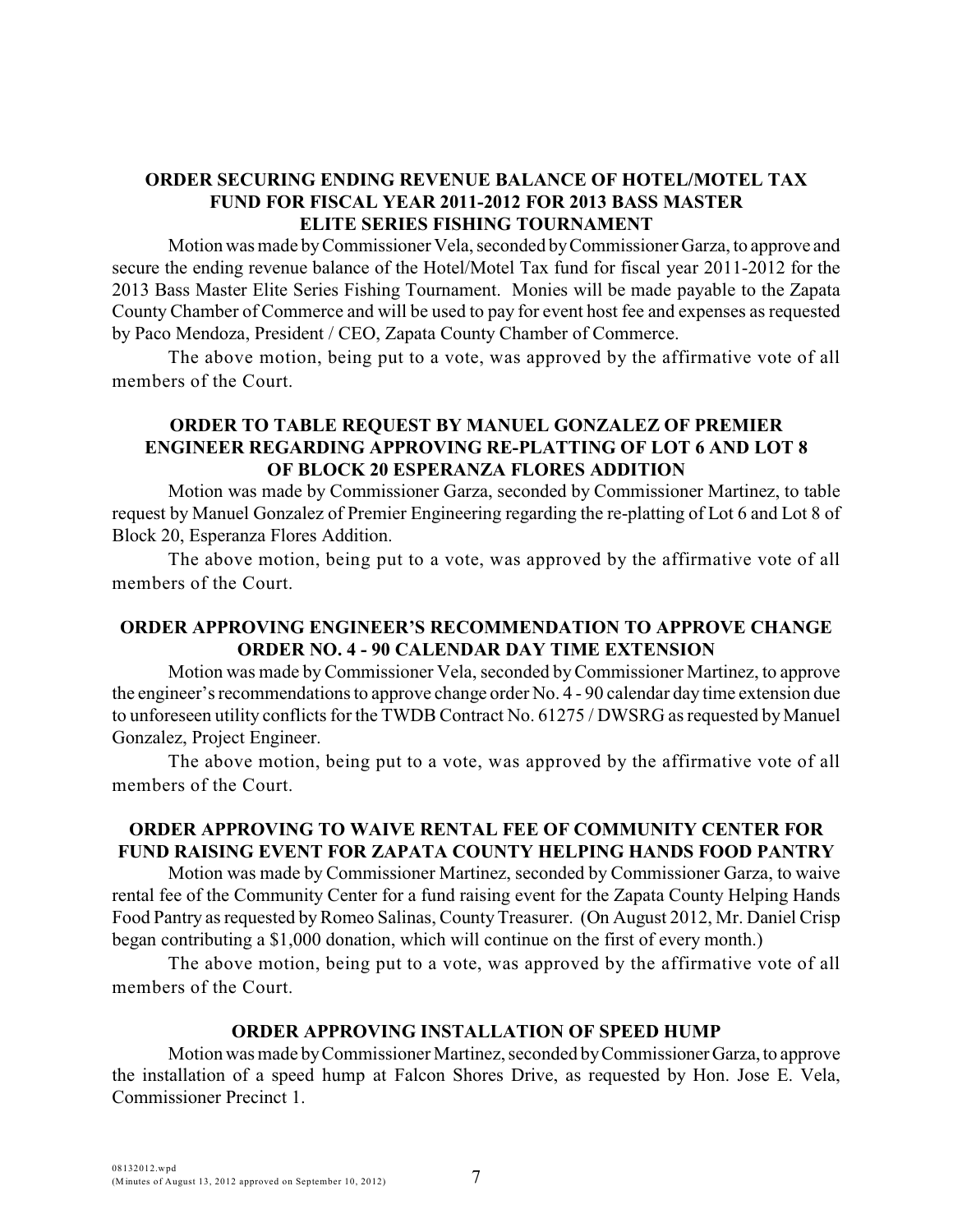## ORDER SECURING ENDING REVENUE BALANCE OF HOTEL/MOTEL TAX FUND FOR FISCAL YEAR 2011-2012 FOR 2013 BASS MASTER ELITE SERIES FISHING TOURNAMENT

Motion was made by Commissioner Vela, seconded by Commissioner Garza, to approve and secure the ending revenue balance of the Hotel/Motel Tax fund for fiscal year 2011-2012 for the 2013 Bass Master Elite Series Fishing Tournament. Monies will be made payable to the Zapata County Chamber of Commerce and will be used to pay for event host fee and expenses as requested by Paco Mendoza, President / CEO, Zapata County Chamber of Commerce.

The above motion, being put to a vote, was approved by the affirmative vote of all members of the Court.

## ORDER TO TABLE REQUEST BY MANUEL GONZALEZ OF PREMIER ENGINEER REGARDING APPROVING RE-PLATTING OF LOT 6 AND LOT 8 OF BLOCK 20 ESPERANZA FLORES ADDITION

Motion was made by Commissioner Garza, seconded by Commissioner Martinez, to table request by Manuel Gonzalez of Premier Engineering regarding the re-platting of Lot 6 and Lot 8 of Block 20, Esperanza Flores Addition.

The above motion, being put to a vote, was approved by the affirmative vote of all members of the Court.

## ORDER APPROVING ENGINEER'S RECOMMENDATION TO APPROVE CHANGE ORDER NO. 4 - 90 CALENDAR DAY TIME EXTENSION

Motion was made by Commissioner Vela, seconded by Commissioner Martinez, to approve the engineer's recommendations to approve change order No. 4 - 90 calendar day time extension due to unforeseen utility conflicts for the TWDB Contract No. 61275 / DWSRG as requested by Manuel Gonzalez, Project Engineer.

The above motion, being put to a vote, was approved by the affirmative vote of all members of the Court.

## ORDER APPROVING TO WAIVE RENTAL FEE OF COMMUNITY CENTER FOR FUND RAISING EVENT FOR ZAPATA COUNTY HELPING HANDS FOOD PANTRY

Motion was made by Commissioner Martinez, seconded by Commissioner Garza, to waive rental fee of the Community Center for a fund raising event for the Zapata County Helping Hands Food Pantry as requested by Romeo Salinas, County Treasurer. (On August 2012, Mr. Daniel Crisp began contributing a $1,000 donation, which will continue on the first of every month.)

The above motion, being put to a vote, was approved by the affirmative vote of all members of the Court.

## ORDER APPROVING INSTALLATION OF SPEED HUMP

Motion was made by Commissioner Martinez, seconded by Commissioner Garza, to approve the installation of a speed hump at Falcon Shores Drive, as requested by Hon. Jose E. Vela, Commissioner Precinct 1.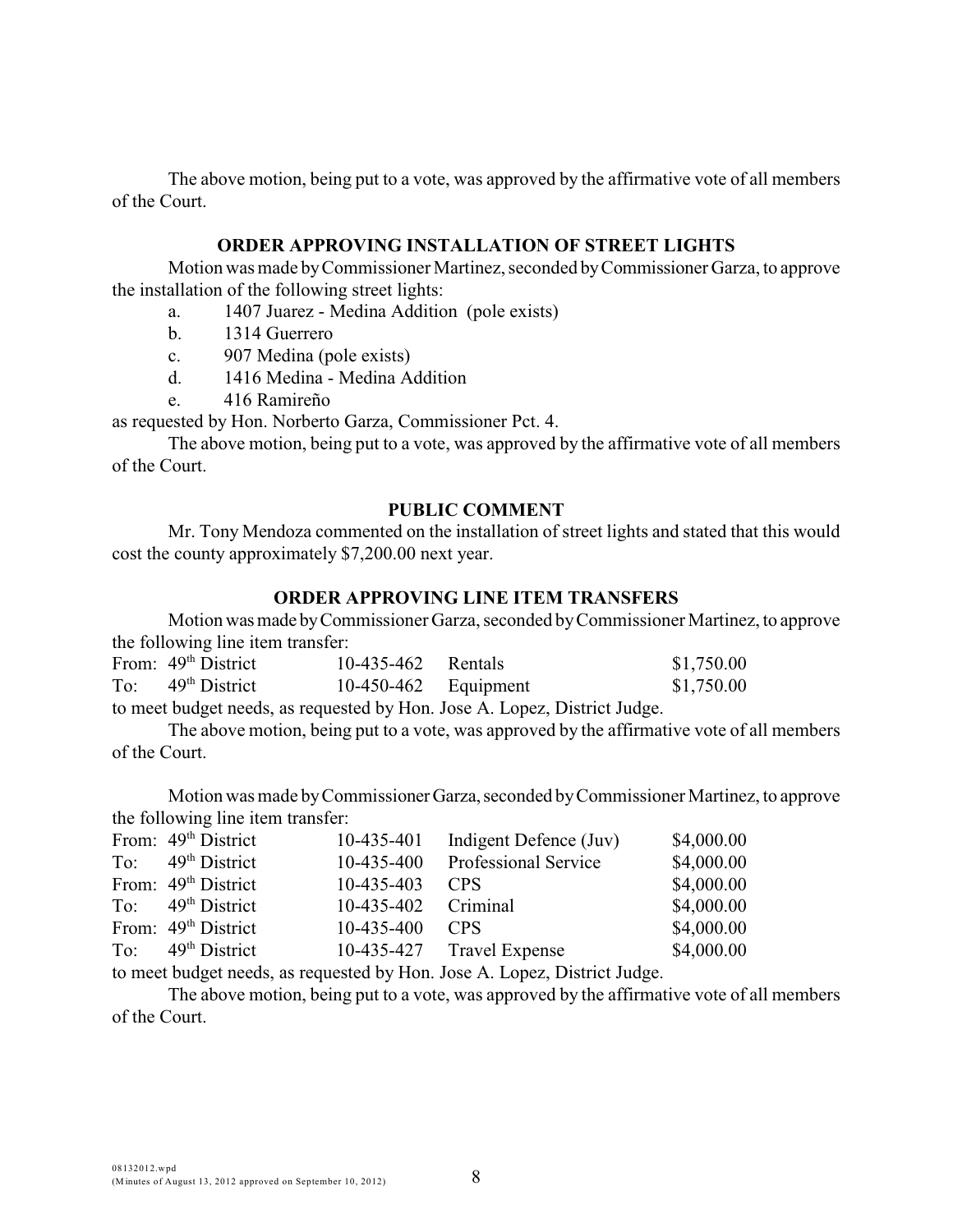The above motion, being put to a vote, was approved by the affirmative vote of all members of the Court.

**ORDER APPROVING INSTALLATION OF STREET LIGHTS**

Motion was made by Commissioner Martinez, seconded by Commissioner Garza, to approve the installation of the following street lights:

a. 1407 Juarez - Medina Addition (pole exists)
b. 1314 Guerrero
c. 907 Medina (pole exists)
d. 1416 Medina - Medina Addition
e. 416 Ramireño

as requested by Hon. Norberto Garza, Commissioner Pct. 4.

The above motion, being put to a vote, was approved by the affirmative vote of all members of the Court.

**PUBLIC COMMENT**

Mr. Tony Mendoza commented on the installation of street lights and stated that this would cost the county approximately $7,200.00 next year.

**ORDER APPROVING LINE ITEM TRANSFERS**

Motion was made by Commissioner Garza, seconded by Commissioner Martinez, to approve the following line item transfer:

| | | | | |
|---|---|---|---|---|
| From: | 49th District | 10-435-462 | Rentals | $1,750.00 |
| To: | 49th District | 10-450-462 | Equipment | $1,750.00 |

to meet budget needs, as requested by Hon. Jose A. Lopez, District Judge.

The above motion, being put to a vote, was approved by the affirmative vote of all members of the Court.

Motion was made by Commissioner Garza, seconded by Commissioner Martinez, to approve the following line item transfer:

| | | | | |
|---|---|---|---|---|
| From: | 49th District | 10-435-401 | Indigent Defence (Juv) | $4,000.00 |
| To: | 49th District | 10-435-400 | Professional Service | $4,000.00 |
| From: | 49th District | 10-435-403 | CPS | $4,000.00 |
| To: | 49th District | 10-435-402 | Criminal | $4,000.00 |
| From: | 49th District | 10-435-400 | CPS | $4,000.00 |
| To: | 49th District | 10-435-427 | Travel Expense | $4,000.00 |

to meet budget needs, as requested by Hon. Jose A. Lopez, District Judge.

The above motion, being put to a vote, was approved by the affirmative vote of all members of the Court.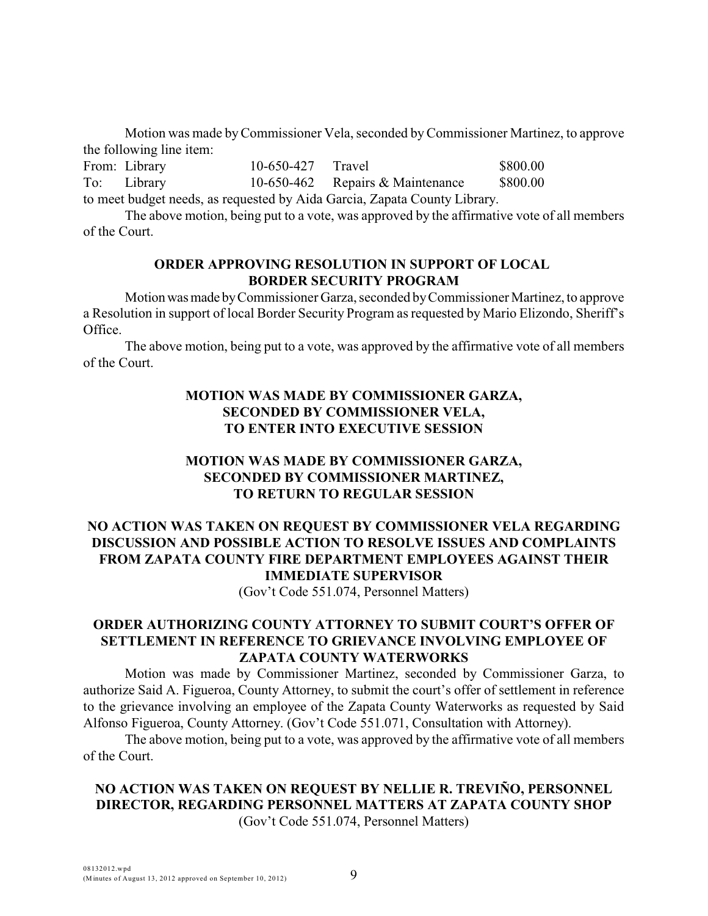Motion was made by Commissioner Vela, seconded by Commissioner Martinez, to approve the following line item:

| | | | | |
|---|---|---|---|---|
| From: | Library | 10-650-427 | Travel | \$800.00 |
| To: | Library | 10-650-462 | Repairs & Maintenance | \$800.00 |

to meet budget needs, as requested by Aida Garcia, Zapata County Library.

The above motion, being put to a vote, was approved by the affirmative vote of all members of the Court.

### ORDER APPROVING RESOLUTION IN SUPPORT OF LOCAL BORDER SECURITY PROGRAM

Motion was made by Commissioner Garza, seconded by Commissioner Martinez, to approve a Resolution in support of local Border Security Program as requested by Mario Elizondo, Sheriff's Office.

The above motion, being put to a vote, was approved by the affirmative vote of all members of the Court.

### MOTION WAS MADE BY COMMISSIONER GARZA, SECONDED BY COMMISSIONER VELA, TO ENTER INTO EXECUTIVE SESSION

### MOTION WAS MADE BY COMMISSIONER GARZA, SECONDED BY COMMISSIONER MARTINEZ, TO RETURN TO REGULAR SESSION

### NO ACTION WAS TAKEN ON REQUEST BY COMMISSIONER VELA REGARDING DISCUSSION AND POSSIBLE ACTION TO RESOLVE ISSUES AND COMPLAINTS FROM ZAPATA COUNTY FIRE DEPARTMENT EMPLOYEES AGAINST THEIR IMMEDIATE SUPERVISOR

(Gov't Code 551.074, Personnel Matters)

### ORDER AUTHORIZING COUNTY ATTORNEY TO SUBMIT COURT'S OFFER OF SETTLEMENT IN REFERENCE TO GRIEVANCE INVOLVING EMPLOYEE OF ZAPATA COUNTY WATERWORKS

Motion was made by Commissioner Martinez, seconded by Commissioner Garza, to authorize Said A. Figueroa, County Attorney, to submit the court's offer of settlement in reference to the grievance involving an employee of the Zapata County Waterworks as requested by Said Alfonso Figueroa, County Attorney. (Gov't Code 551.071, Consultation with Attorney).

The above motion, being put to a vote, was approved by the affirmative vote of all members of the Court.

### NO ACTION WAS TAKEN ON REQUEST BY NELLIE R. TREVIÑO, PERSONNEL DIRECTOR, REGARDING PERSONNEL MATTERS AT ZAPATA COUNTY SHOP

(Gov't Code 551.074, Personnel Matters)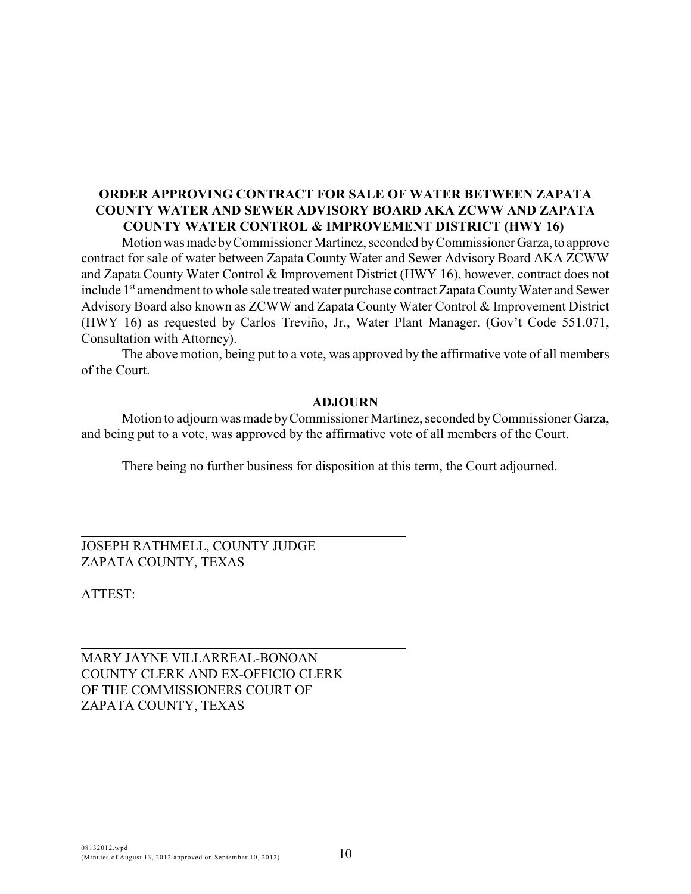**ORDER APPROVING CONTRACT FOR SALE OF WATER BETWEEN ZAPATA COUNTY WATER AND SEWER ADVISORY BOARD AKA ZCWW AND ZAPATA COUNTY WATER CONTROL & IMPROVEMENT DISTRICT (HWY 16)**

Motion was made by Commissioner Martinez, seconded by Commissioner Garza, to approve contract for sale of water between Zapata County Water and Sewer Advisory Board AKA ZCWW and Zapata County Water Control & Improvement District (HWY 16), however, contract does not include 1st amendment to whole sale treated water purchase contract Zapata County Water and Sewer Advisory Board also known as ZCWW and Zapata County Water Control & Improvement District (HWY 16) as requested by Carlos Treviño, Jr., Water Plant Manager. (Gov't Code 551.071, Consultation with Attorney).

The above motion, being put to a vote, was approved by the affirmative vote of all members of the Court.

**ADJOURN**

Motion to adjourn was made by Commissioner Martinez, seconded by Commissioner Garza, and being put to a vote, was approved by the affirmative vote of all members of the Court.

There being no further business for disposition at this term, the Court adjourned.

JOSEPH RATHMELL, COUNTY JUDGE
ZAPATA COUNTY, TEXAS

ATTEST:

MARY JAYNE VILLARREAL-BONOAN
COUNTY CLERK AND EX-OFFICIO CLERK
OF THE COMMISSIONERS COURT OF
ZAPATA COUNTY, TEXAS

08132012.wpd
(Minutes of August 13, 2012 approved on September 10, 2012)